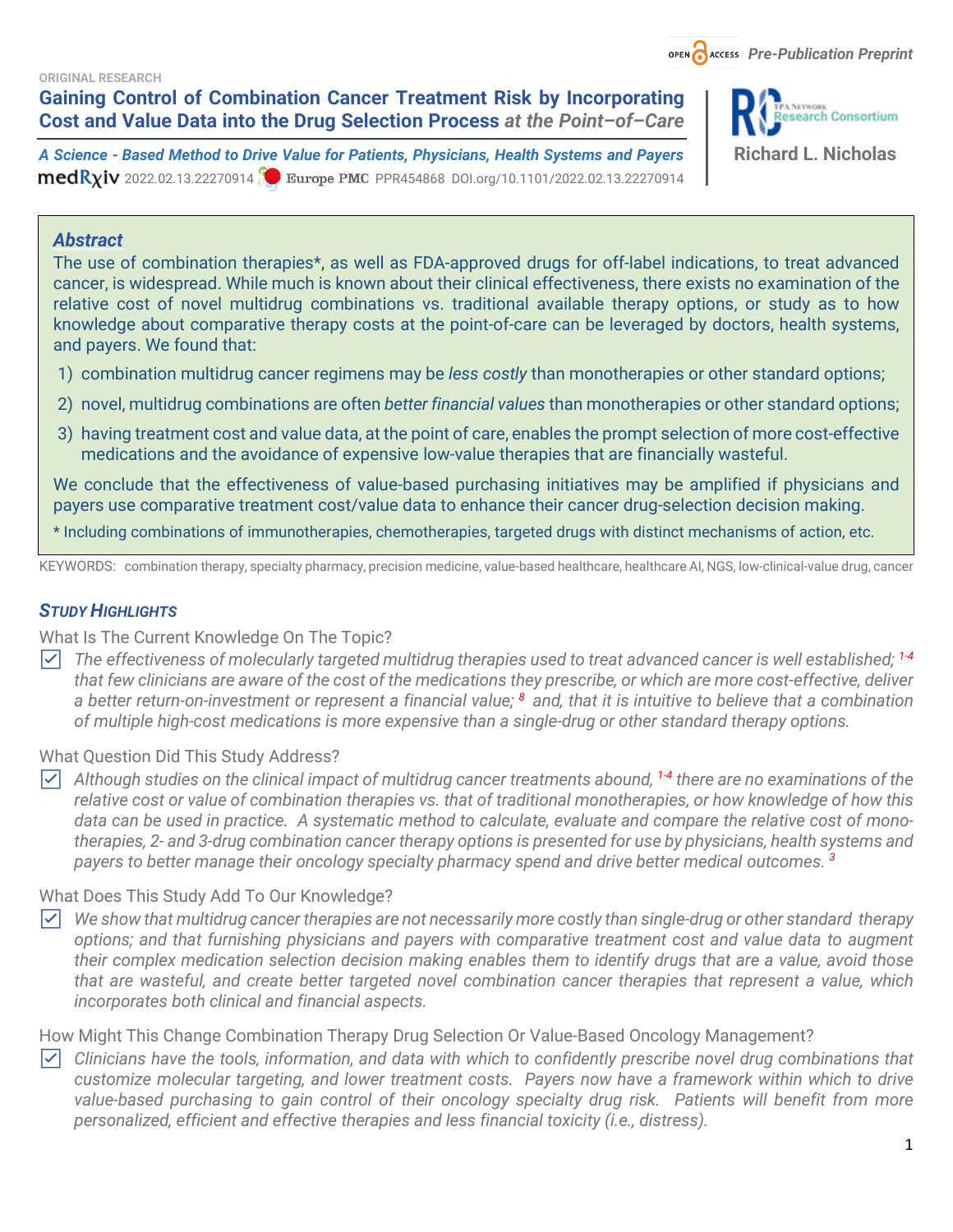ORIGINAL RESEARCH

# Gaining Control of Combination Cancer Treatment Risk by Incorporating Cost and Value Data into the Drug Selection Process *at the Point–of–Care*

***A Science - Based Method to Drive Value for Patients, Physicians, Health Systems and Payers***

medRxiv 2022.02.13.22270914 Europe PMC PPR454868 DOI.org/10.1101/2022.02.13.22270914

**Richard L. Nicholas**

OPEN ACCESS *Pre-Publication Preprint*

## *Abstract*

The use of combination therapies*, as well as FDA-approved drugs for off-label indications, to treat advanced cancer, is widespread. While much is known about their clinical effectiveness, there exists no examination of the relative cost of novel multidrug combinations vs. traditional available therapy options, or study as to how knowledge about comparative therapy costs at the point-of-care can be leveraged by doctors, health systems, and payers. We found that:

1) combination multidrug cancer regimens may be *less costly* than monotherapies or other standard options;
2) novel, multidrug combinations are often *better financial values* than monotherapies or other standard options;
3) having treatment cost and value data, at the point of care, enables the prompt selection of more cost-effective medications and the avoidance of expensive low-value therapies that are financially wasteful.

We conclude that the effectiveness of value-based purchasing initiatives may be amplified if physicians and payers use comparative treatment cost/value data to enhance their cancer drug-selection decision making.

\* Including combinations of immunotherapies, chemotherapies, targeted drugs with distinct mechanisms of action, etc.

KEYWORDS: combination therapy, specialty pharmacy, precision medicine, value-based healthcare, healthcare AI, NGS, low-clinical-value drug, cancer

## *Study Highlights*

What Is The Current Knowledge On The Topic?

- *The effectiveness of molecularly targeted multidrug therapies used to treat advanced cancer is well established;* [1-4] *that few clinicians are aware of the cost of the medications they prescribe, or which are more cost-effective, deliver a better return-on-investment or represent a financial value;* [8] *and, that it is intuitive to believe that a combination of multiple high-cost medications is more expensive than a single-drug or other standard therapy options.*

What Question Did This Study Address?

- *Although studies on the clinical impact of multidrug cancer treatments abound,* [1-4] *there are no examinations of the relative cost or value of combination therapies vs. that of traditional monotherapies, or how knowledge of how this data can be used in practice. A systematic method to calculate, evaluate and compare the relative cost of mono-therapies, 2- and 3-drug combination cancer therapy options is presented for use by physicians, health systems and payers to better manage their oncology specialty pharmacy spend and drive better medical outcomes.* [3]

What Does This Study Add To Our Knowledge?

- *We show that multidrug cancer therapies are not necessarily more costly than single-drug or other standard therapy options; and that furnishing physicians and payers with comparative treatment cost and value data to augment their complex medication selection decision making enables them to identify drugs that are a value, avoid those that are wasteful, and create better targeted novel combination cancer therapies that represent a value, which incorporates both clinical and financial aspects.*

How Might This Change Combination Therapy Drug Selection Or Value-Based Oncology Management?

- *Clinicians have the tools, information, and data with which to confidently prescribe novel drug combinations that customize molecular targeting, and lower treatment costs. Payers now have a framework within which to drive value-based purchasing to gain control of their oncology specialty drug risk. Patients will benefit from more personalized, efficient and effective therapies and less financial toxicity (i.e., distress).*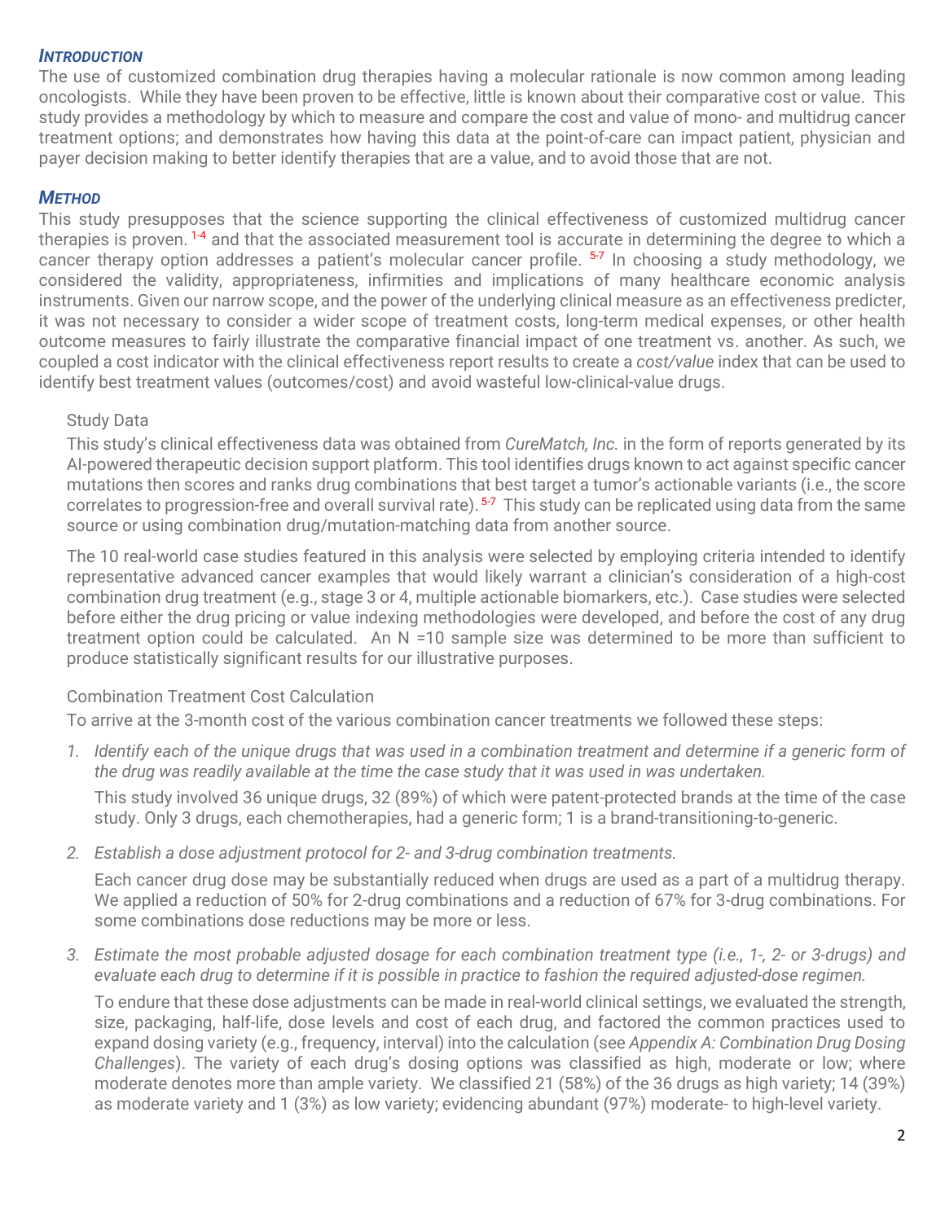## *INTRODUCTION*

The use of customized combination drug therapies having a molecular rationale is now common among leading oncologists. While they have been proven to be effective, little is known about their comparative cost or value. This study provides a methodology by which to measure and compare the cost and value of mono- and multidrug cancer treatment options; and demonstrates how having this data at the point-of-care can impact patient, physician and payer decision making to better identify therapies that are a value, and to avoid those that are not.

## *METHOD*

This study presupposes that the science supporting the clinical effectiveness of customized multidrug cancer therapies is proven. [1-4] and that the associated measurement tool is accurate in determining the degree to which a cancer therapy option addresses a patient's molecular cancer profile. [5-7] In choosing a study methodology, we considered the validity, appropriateness, infirmities and implications of many healthcare economic analysis instruments. Given our narrow scope, and the power of the underlying clinical measure as an effectiveness predicter, it was not necessary to consider a wider scope of treatment costs, long-term medical expenses, or other health outcome measures to fairly illustrate the comparative financial impact of one treatment vs. another. As such, we coupled a cost indicator with the clinical effectiveness report results to create a *cost/value* index that can be used to identify best treatment values (outcomes/cost) and avoid wasteful low-clinical-value drugs.

### Study Data

This study's clinical effectiveness data was obtained from *CureMatch, Inc.* in the form of reports generated by its AI-powered therapeutic decision support platform. This tool identifies drugs known to act against specific cancer mutations then scores and ranks drug combinations that best target a tumor's actionable variants (i.e., the score correlates to progression-free and overall survival rate). [5-7] This study can be replicated using data from the same source or using combination drug/mutation-matching data from another source.

The 10 real-world case studies featured in this analysis were selected by employing criteria intended to identify representative advanced cancer examples that would likely warrant a clinician's consideration of a high-cost combination drug treatment (e.g., stage 3 or 4, multiple actionable biomarkers, etc.). Case studies were selected before either the drug pricing or value indexing methodologies were developed, and before the cost of any drug treatment option could be calculated. An N =10 sample size was determined to be more than sufficient to produce statistically significant results for our illustrative purposes.

### Combination Treatment Cost Calculation

To arrive at the 3-month cost of the various combination cancer treatments we followed these steps:

1. *Identify each of the unique drugs that was used in a combination treatment and determine if a generic form of the drug was readily available at the time the case study that it was used in was undertaken.*

   This study involved 36 unique drugs, 32 (89%) of which were patent-protected brands at the time of the case study. Only 3 drugs, each chemotherapies, had a generic form; 1 is a brand-transitioning-to-generic.

2. *Establish a dose adjustment protocol for 2- and 3-drug combination treatments.*

   Each cancer drug dose may be substantially reduced when drugs are used as a part of a multidrug therapy. We applied a reduction of 50% for 2-drug combinations and a reduction of 67% for 3-drug combinations. For some combinations dose reductions may be more or less.

3. *Estimate the most probable adjusted dosage for each combination treatment type (i.e., 1-, 2- or 3-drugs) and evaluate each drug to determine if it is possible in practice to fashion the required adjusted-dose regimen.*

   To endure that these dose adjustments can be made in real-world clinical settings, we evaluated the strength, size, packaging, half-life, dose levels and cost of each drug, and factored the common practices used to expand dosing variety (e.g., frequency, interval) into the calculation (see *Appendix A: Combination Drug Dosing Challenges*). The variety of each drug's dosing options was classified as high, moderate or low; where moderate denotes more than ample variety. We classified 21 (58%) of the 36 drugs as high variety; 14 (39%) as moderate variety and 1 (3%) as low variety; evidencing abundant (97%) moderate- to high-level variety.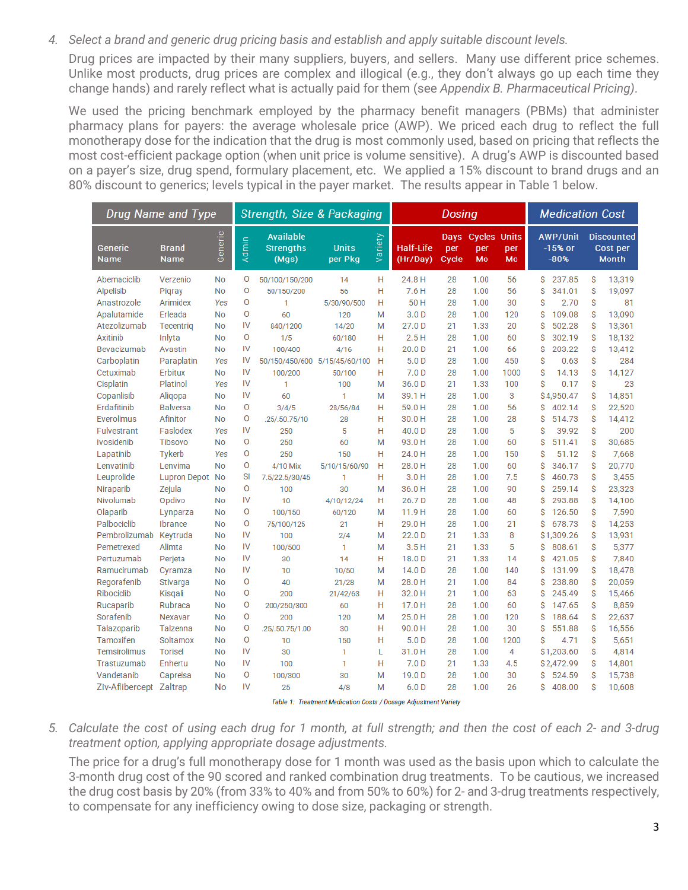4. *Select a brand and generic drug pricing basis and establish and apply suitable discount levels.*

   Drug prices are impacted by their many suppliers, buyers, and sellers. Many use different price schemes. Unlike most products, drug prices are complex and illogical (e.g., they don't always go up each time they change hands) and rarely reflect what is actually paid for them (see *Appendix B. Pharmaceutical Pricing)*.

   We used the pricing benchmark employed by the pharmacy benefit managers (PBMs) that administer pharmacy plans for payers: the average wholesale price (AWP). We priced each drug to reflect the full monotherapy dose for the indication that the drug is most commonly used, based on pricing that reflects the most cost-efficient package option (when unit price is volume sensitive). A drug's AWP is discounted based on a payer's size, drug spend, formulary placement, etc. We applied a 15% discount to brand drugs and an 80% discount to generics; levels typical in the payer market. The results appear in Table 1 below.

| Drug Name and Type | | | Strength, Size & Packaging | | | | Dosing | | | | Medication Cost | |
|---|---|---|---|---|---|---|---|---|---|---|---|---|
| Generic Name | Brand Name | Generic | Admin | Available Strengths (Mgs) | Units per Pkg | Variety | Half-Life (Hr/Day) | Days per Cycle | Cycles per Mo | Units per Mo | AWP/Unit -15% or -80% | Discounted Cost per Month |
| Abemaciclib | Verzenio | No | O | 50/100/150/200 | 14 | H | 24.8 H | 28 | 1.00 | 56 | $ 237.85 | $ 13,319 |
| Alpelisib | Piqray | No | O | 50/150/200 | 56 | H | 7.6 H | 28 | 1.00 | 56 | $ 341.01 | $ 19,097 |
| Anastrozole | Arimidex | Yes | O | 1 | 5/30/90/500 | H | 50 H | 28 | 1.00 | 30 | $ 2.70 | $ 81 |
| Apalutamide | Erleada | No | O | 60 | 120 | M | 3.0 D | 28 | 1.00 | 120 | $ 109.08 | $ 13,090 |
| Atezolizumab | Tecentriq | No | IV | 840/1200 | 14/20 | M | 27.0 D | 21 | 1.33 | 20 | $ 502.28 | $ 13,361 |
| Axitinib | Inlyta | No | O | 1/5 | 60/180 | H | 2.5 H | 28 | 1.00 | 60 | $ 302.19 | $ 18,132 |
| Bevacizumab | Avastin | No | IV | 100/400 | 4/16 | H | 20.0 D | 21 | 1.33 | 66 | $ 203.22 | $ 13,412 |
| Carboplatin | Paraplatin | Yes | IV | 50/150/450/600 | 5/15/45/60/100 | H | 5.0 D | 28 | 1.00 | 450 | $ 0.63 | $ 284 |
| Cetuximab | Erbitux | No | IV | 100/200 | 50/100 | H | 7.0 D | 28 | 1.00 | 1000 | $ 14.13 | $ 14,127 |
| Cisplatin | Platinol | Yes | IV | 1 | 100 | M | 36.0 D | 21 | 1.33 | 100 | $ 0.17 | $ 23 |
| Copanlisib | Aliqopa | No | IV | 60 | 1 | M | 39.1 H | 28 | 1.00 | 3 | $4,950.47 | $ 14,851 |
| Erdafitinib | Balversa | No | O | 3/4/5 | 28/56/84 | H | 59.0 H | 28 | 1.00 | 56 | $ 402.14 | $ 22,520 |
| Everolimus | Afinitor | No | O | .25/.50.75/10 | 28 | H | 30.0 H | 28 | 1.00 | 28 | $ 514.73 | $ 14,412 |
| Fulvestrant | Faslodex | Yes | IV | 250 | 5 | H | 40.0 D | 28 | 1.00 | 5 | $ 39.92 | $ 200 |
| Ivosidenib | Tibsovo | No | O | 250 | 60 | M | 93.0 H | 28 | 1.00 | 60 | $ 511.41 | $ 30,685 |
| Lapatinib | Tykerb | Yes | O | 250 | 150 | M | 24.0 H | 28 | 1.00 | 150 | $ 51.12 | $ 7,668 |
| Lenvatinib | Lenvima | No | O | 4/10 Mix | 5/10/15/60/90 | H | 28.0 H | 28 | 1.00 | 60 | $ 346.17 | $ 20,770 |
| Leuprolide | Lupron Depot | No | SI | 7.5/22.5/30/45 | 1 | H | 3.0 H | 28 | 1.00 | 7.5 | $ 460.73 | $ 3,455 |
| Niraparib | Zejula | No | O | 100 | 30 | M | 36.0 H | 28 | 1.00 | 90 | $ 259.14 | $ 23,323 |
| Nivolumab | Opdivo | No | IV | 10 | 4/10/12/24 | H | 26.7 D | 28 | 1.00 | 48 | $ 293.88 | $ 14,106 |
| Olaparib | Lynparza | No | O | 100/150 | 60/120 | M | 11.9 H | 28 | 1.00 | 60 | $ 126.50 | $ 7,590 |
| Palbociclib | Ibrance | No | O | 75/100/125 | 21 | H | 29.0 H | 28 | 1.00 | 21 | $ 678.73 | $ 14,253 |
| Pembrolizumab | Keytruda | No | IV | 100 | 2/4 | M | 22.0 D | 21 | 1.33 | 8 | $1,309.26 | $ 13,931 |
| Pemetrexed | Alimta | No | IV | 100/500 | 1 | M | 3.5 H | 21 | 1.33 | 5 | $ 808.61 | $ 5,377 |
| Pertuzumab | Perjeta | No | IV | 30 | 14 | H | 18.0 D | 21 | 1.33 | 14 | $ 421.05 | $ 7,840 |
| Ramucirumab | Cyramza | No | IV | 10 | 10/50 | M | 14.0 D | 28 | 1.00 | 140 | $ 131.99 | $ 18,478 |
| Regorafenib | Stivarga | No | O | 40 | 21/28 | M | 28.0 H | 21 | 1.00 | 84 | $ 238.80 | $ 20,059 |
| Ribociclib | Kisqali | No | O | 200 | 21/42/63 | H | 32.0 H | 21 | 1.00 | 63 | $ 245.49 | $ 15,466 |
| Rucaparib | Rubraca | No | O | 200/250/300 | 60 | H | 17.0 H | 28 | 1.00 | 60 | $ 147.65 | $ 8,859 |
| Sorafenib | Nexavar | No | O | 200 | 120 | M | 25.0 H | 28 | 1.00 | 120 | $ 188.64 | $ 22,637 |
| Talazoparib | Talzenna | No | O | .25/.50.75/1.00 | 30 | H | 90.0 H | 28 | 1.00 | 30 | $ 551.88 | $ 16,556 |
| Tamoxifen | Soltamox | No | O | 10 | 150 | H | 5.0 D | 28 | 1.00 | 1200 | $ 4.71 | $ 5,651 |
| Temsirolimus | Torisel | No | IV | 30 | 1 | L | 31.0 H | 28 | 1.00 | 4 | $1,203.60 | $ 4,814 |
| Trastuzumab | Enhertu | No | IV | 100 | 1 | H | 7.0 D | 21 | 1.33 | 4.5 | $2,472.99 | $ 14,801 |
| Vandetanib | Caprelsa | No | O | 100/300 | 30 | M | 19.0 D | 28 | 1.00 | 30 | $ 524.59 | $ 15,738 |
| Ziv-Aflibercept | Zaltrap | No | IV | 25 | 4/8 | M | 6.0 D | 28 | 1.00 | 26 | $ 408.00 | $ 10,608 |

*Table 1: Treatment Medication Costs / Dosage Adjustment Variety*

5. *Calculate the cost of using each drug for 1 month, at full strength; and then the cost of each 2- and 3-drug treatment option, applying appropriate dosage adjustments.*

   The price for a drug's full monotherapy dose for 1 month was used as the basis upon which to calculate the 3-month drug cost of the 90 scored and ranked combination drug treatments. To be cautious, we increased the drug cost basis by 20% (from 33% to 40% and from 50% to 60%) for 2- and 3-drug treatments respectively, to compensate for any inefficiency owing to dose size, packaging or strength.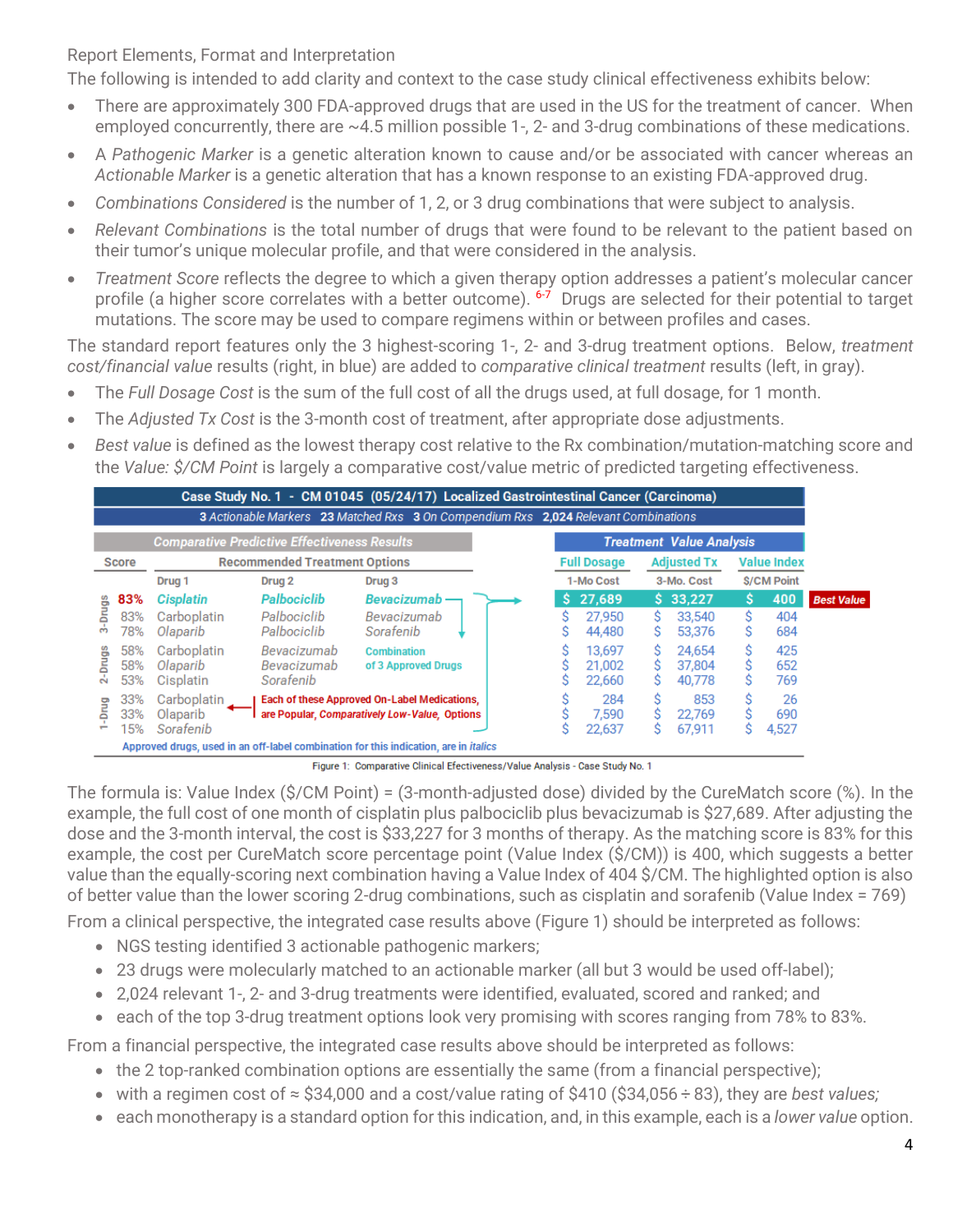Report Elements, Format and Interpretation

The following is intended to add clarity and context to the case study clinical effectiveness exhibits below:

- There are approximately 300 FDA-approved drugs that are used in the US for the treatment of cancer. When employed concurrently, there are ~4.5 million possible 1-, 2- and 3-drug combinations of these medications.
- A *Pathogenic Marker* is a genetic alteration known to cause and/or be associated with cancer whereas an *Actionable Marker* is a genetic alteration that has a known response to an existing FDA-approved drug.
- *Combinations Considered* is the number of 1, 2, or 3 drug combinations that were subject to analysis.
- *Relevant Combinations* is the total number of drugs that were found to be relevant to the patient based on their tumor's unique molecular profile, and that were considered in the analysis.
- *Treatment Score* reflects the degree to which a given therapy option addresses a patient's molecular cancer profile (a higher score correlates with a better outcome). [6-7] Drugs are selected for their potential to target mutations. The score may be used to compare regimens within or between profiles and cases.

The standard report features only the 3 highest-scoring 1-, 2- and 3-drug treatment options. Below, *treatment cost/financial value* results (right, in blue) are added to *comparative clinical treatment* results (left, in gray).

- The *Full Dosage Cost* is the sum of the full cost of all the drugs used, at full dosage, for 1 month.
- The *Adjusted Tx Cost* is the 3-month cost of treatment, after appropriate dose adjustments.
- *Best value* is defined as the lowest therapy cost relative to the Rx combination/mutation-matching score and the *Value: $/CM Point* is largely a comparative cost/value metric of predicted targeting effectiveness.

**Case Study No. 1 - CM 01045 (05/24/17) Localized Gastrointestinal Cancer (Carcinoma)**

3 *Actionable Markers* 23 *Matched Rxs* 3 *On Compendium Rxs* 2,024 *Relevant Combinations*

| | Comparative Predictive Effectiveness Results | | | | Treatment Value Analysis | | | |
|---|---|---|---|---|---|---|---|---|
| | Score | Recommended Treatment Options | | | Full Dosage | Adjusted Tx | Value Index | |
| | | Drug 1 | Drug 2 | Drug 3 | 1-Mo Cost | 3-Mo. Cost | $/CM Point | |
| 3-Drugs | **83%** | *Cisplatin* | *Palbociclib* | *Bevacizumab* | **$ 27,689** | **$ 33,227** | **$ 400** | **Best Value** |
| | 83% | Carboplatin | *Palbociclib* | *Bevacizumab* | $ 27,950 | $ 33,540 | $ 404 | |
| | 78% | *Olaparib* | *Palbociclib* | *Sorafenib* | $ 44,480 | $ 53,376 | $ 684 | |
| 2-Drugs | 58% | Carboplatin | *Bevacizumab* | Combination of 3 Approved Drugs | $ 13,697 | $ 24,654 | $ 425 | |
| | 58% | *Olaparib* | *Bevacizumab* | | $ 21,002 | $ 37,804 | $ 652 | |
| | 53% | Cisplatin | *Sorafenib* | | $ 22,660 | $ 40,778 | $ 769 | |
| 1-Drug | 33% | Carboplatin | Each of these Approved On-Label Medications, are Popular, *Comparatively Low-Value*, Options | | $ 284 | $ 853 | $ 26 | |
| | 33% | Olaparib | | | $ 7,590 | $ 22,769 | $ 690 | |
| | 15% | *Sorafenib* | | | $ 22,637 | $ 67,911 | $ 4,527 | |

Approved drugs, used in an off-label combination for this indication, are in *italics*

Figure 1: Comparative Clinical Effectiveness/Value Analysis - Case Study No. 1

The formula is: Value Index ($/CM Point) = (3-month-adjusted dose) divided by the CureMatch score (%). In the example, the full cost of one month of cisplatin plus palbociclib plus bevacizumab is $27,689. After adjusting the dose and the 3-month interval, the cost is $33,227 for 3 months of therapy. As the matching score is 83% for this example, the cost per CureMatch score percentage point (Value Index ($/CM)) is 400, which suggests a better value than the equally-scoring next combination having a Value Index of 404 $/CM. The highlighted option is also of better value than the lower scoring 2-drug combinations, such as cisplatin and sorafenib (Value Index = 769)

From a clinical perspective, the integrated case results above (Figure 1) should be interpreted as follows:

- NGS testing identified 3 actionable pathogenic markers;
- 23 drugs were molecularly matched to an actionable marker (all but 3 would be used off-label);
- 2,024 relevant 1-, 2- and 3-drug treatments were identified, evaluated, scored and ranked; and
- each of the top 3-drug treatment options look very promising with scores ranging from 78% to 83%.

From a financial perspective, the integrated case results above should be interpreted as follows:

- the 2 top-ranked combination options are essentially the same (from a financial perspective);
- with a regimen cost of ≈ $34,000 and a cost/value rating of $410 ($34,056 ÷ 83), they are *best values;*
- each monotherapy is a standard option for this indication, and, in this example, each is a *lower value* option.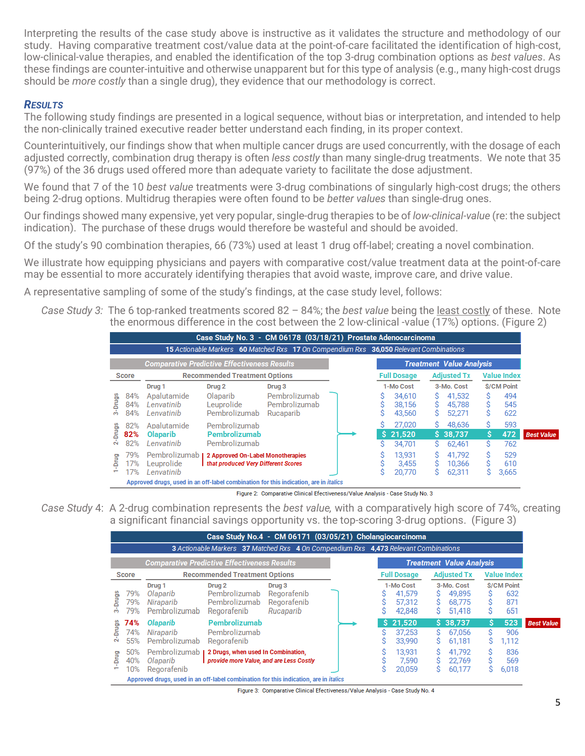Interpreting the results of the case study above is instructive as it validates the structure and methodology of our study. Having comparative treatment cost/value data at the point-of-care facilitated the identification of high-cost, low-clinical-value therapies, and enabled the identification of the top 3-drug combination options as *best values*. As these findings are counter-intuitive and otherwise unapparent but for this type of analysis (e.g., many high-cost drugs should be *more costly* than a single drug), they evidence that our methodology is correct.

## RESULTS

The following study findings are presented in a logical sequence, without bias or interpretation, and intended to help the non-clinically trained executive reader better understand each finding, in its proper context.

Counterintuitively, our findings show that when multiple cancer drugs are used concurrently, with the dosage of each adjusted correctly, combination drug therapy is often *less costly* than many single-drug treatments. We note that 35 (97%) of the 36 drugs used offered more than adequate variety to facilitate the dose adjustment.

We found that 7 of the 10 *best value* treatments were 3-drug combinations of singularly high-cost drugs; the others being 2-drug options. Multidrug therapies were often found to be *better values* than single-drug ones.

Our findings showed many expensive, yet very popular, single-drug therapies to be of *low-clinical-value* (re: the subject indication). The purchase of these drugs would therefore be wasteful and should be avoided.

Of the study's 90 combination therapies, 66 (73%) used at least 1 drug off-label; creating a novel combination.

We illustrate how equipping physicians and payers with comparative cost/value treatment data at the point-of-care may be essential to more accurately identifying therapies that avoid waste, improve care, and drive value.

A representative sampling of some of the study's findings, at the case study level, follows:

*Case Study 3:* The 6 top-ranked treatments scored 82 – 84%; the *best value* being the least costly of these. Note the enormous difference in the cost between the 2 low-clinical -value (17%) options. (Figure 2)

**Case Study No. 3 - CM 06178 (03/18/21) Prostate Adenocarcinoma**

**15** *Actionable Markers* **60** *Matched Rxs* **17** *On Compendium Rxs* **36,050** *Relevant Combinations*

| | Score | Drug 1 | Drug 2 | Drug 3 | Full Dosage: 1-Mo Cost | Adjusted Tx: 3-Mo. Cost | Value Index: $/CM Point | |
|---|---|---|---|---|---|---|---|---|
| 3-Drugs | 84% | Apalutamide | Olaparib | Pembrolizumab | $ 34,610 | $ 41,532 | $ 494 | |
| | 84% | *Lenvatinib* | Leuprolide | Pembrolizumab | $ 38,156 | $ 45,788 | $ 545 | |
| | 84% | *Lenvatinib* | Pembrolizumab | Rucaparib | $ 43,560 | $ 52,271 | $ 622 | |
| 2-Drugs | 82% | Apalutamide | Pembrolizumab | | $ 27,020 | $ 48,636 | $ 593 | |
| | **82%** | **Olaparib** | **Pembrolizumab** | | **$ 21,520** | **$ 38,737** | **$ 472** | **Best Value** |
| | 82% | *Lenvatinib* | Pembrolizumab | | $ 34,701 | $ 62,461 | $ 762 | |
| 1-Drug | 79% | Pembrolizumab | | | $ 13,931 | $ 41,792 | $ 529 | |
| | 17% | Leuprolide | | | $ 3,455 | $ 10,366 | $ 610 | |
| | 17% | *Lenvatinib* | | | $ 20,770 | $ 62,311 | $ 3,665 | |

2 Approved On-Label Monotherapies *that produced Very Different Scores*

Approved drugs, used in an off-label combination for this indication, are in *italics*

Figure 2: Comparative Clinical Effectiveness/Value Analysis - Case Study No. 3

*Case Study 4:* A 2-drug combination represents the *best value,* with a comparatively high score of 74%, creating a significant financial savings opportunity vs. the top-scoring 3-drug options. (Figure 3)

**Case Study No.4 - CM 06171 (03/05/21) Cholangiocarcinoma**

**3** *Actionable Markers* **37** *Matched Rxs* **4** *On Compendium Rxs* **4,473** *Relevant Combinations*

| | Score | Drug 1 | Drug 2 | Drug 3 | Full Dosage: 1-Mo Cost | Adjusted Tx: 3-Mo. Cost | Value Index: $/CM Point | |
|---|---|---|---|---|---|---|---|---|
| 3-Drugs | 79% | *Olaparib* | Pembrolizumab | Regorafenib | $ 41,579 | $ 49,895 | $ 632 | |
| | 79% | *Niraparib* | Pembrolizumab | Regorafenib | $ 57,312 | $ 68,775 | $ 871 | |
| | 79% | Pembrolizumab | Regorafenib | *Rucaparib* | $ 42,848 | $ 51,418 | $ 651 | |
| 2-Drugs | **74%** | ***Olaparib*** | **Pembrolizumab** | | **$ 21,520** | **$ 38,737** | **$ 523** | **Best Value** |
| | 74% | *Niraparib* | Pembrolizumab | | $ 37,253 | $ 67,056 | $ 906 | |
| | 55% | Pembrolizumab | Regorafenib | | $ 33,990 | $ 61,181 | $ 1,112 | |
| 1-Drug | 50% | Pembrolizumab | | | $ 13,931 | $ 41,792 | $ 836 | |
| | 40% | *Olaparib* | | | $ 7,590 | $ 22,769 | $ 569 | |
| | 10% | Regorafenib | | | $ 20,059 | $ 60,177 | $ 6,018 | |

2 Drugs, when used In Combination, *provide more Value, and are Less Costly*

Approved drugs, used in an off-label combination for this indication, are in *italics*

Figure 3: Comparative Clinical Effectiveness/Value Analysis - Case Study No. 4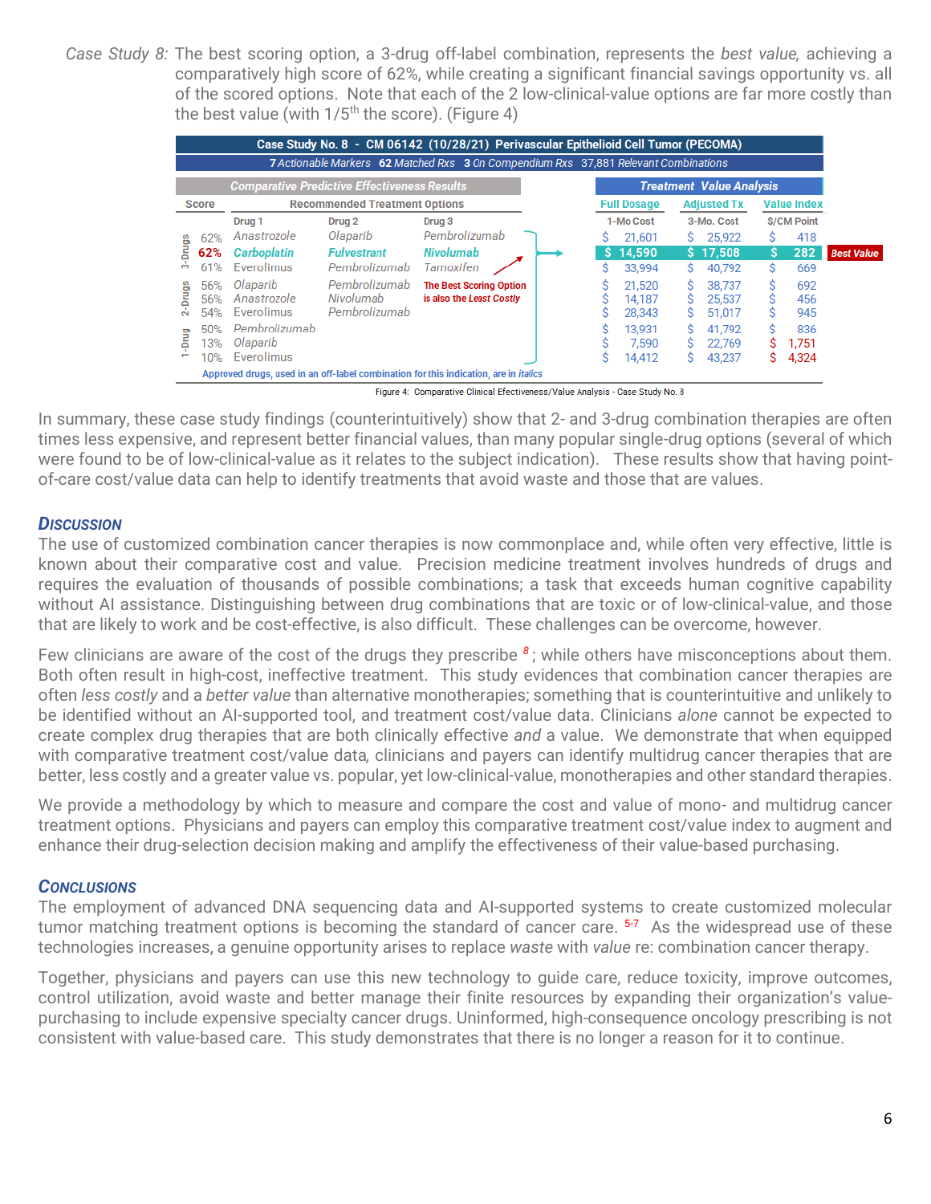*Case Study 8:* The best scoring option, a 3-drug off-label combination, represents the *best value,* achieving a comparatively high score of 62%, while creating a significant financial savings opportunity vs. all of the scored options. Note that each of the 2 low-clinical-value options are far more costly than the best value (with 1/5th the score). (Figure 4)

| Case Study No. 8 - CM 06142 (10/28/21) Perivascular Epithelioid Cell Tumor (PECOMA) | | | | | | | | |
|---|---|---|---|---|---|---|---|---|
| 7 Actionable Markers 62 Matched Rxs 3 On Compendium Rxs 37,881 Relevant Combinations | | | | | | | | |
| Comparative Predictive Effectiveness Results | | | | | Treatment Value Analysis | | | |
| | Score | Recommended Treatment Options | | | Full Dosage | Adjusted Tx | Value Index | |
| | | Drug 1 | Drug 2 | Drug 3 | 1-Mo Cost | 3-Mo. Cost | $/CM Point | |
| 3-Drugs | 62% | *Anastrozole* | *Olaparib* | *Pembrolizumab* | $ 21,601 | $ 25,922 | $ 418 | |
| | **62%** | ***Carboplatin*** | ***Fulvestrant*** | ***Nivolumab*** | **$ 14,590** | **$ 17,508** | **$ 282** | **Best Value** |
| | 61% | Everolimus | *Pembrolizumab* | *Tamoxifen* | $ 33,994 | $ 40,792 | $ 669 | |
| 2-Drugs | 56% | *Olaparib* | *Pembrolizumab* | | $ 21,520 | $ 38,737 | $ 692 | |
| | 56% | *Anastrozole* | *Nivolumab* | | $ 14,187 | $ 25,537 | $ 456 | |
| | 54% | Everolimus | *Pembrolizumab* | | $ 28,343 | $ 51,017 | $ 945 | |
| 1-Drug | 50% | *Pembrolizumab* | | | $ 13,931 | $ 41,792 | $ 836 | |
| | 13% | *Olaparib* | | | $ 7,590 | $ 22,769 | $ 1,751 | |
| | 10% | Everolimus | | | $ 14,412 | $ 43,237 | $ 4,324 | |

The Best Scoring Option is also the *Least Costly*

Approved drugs, used in an off-label combination for this indication, are in *italics*

Figure 4: Comparative Clinical Efectiveness/Value Analysis - Case Study No. 8

In summary, these case study findings (counterintuitively) show that 2- and 3-drug combination therapies are often times less expensive, and represent better financial values, than many popular single-drug options (several of which were found to be of low-clinical-value as it relates to the subject indication). These results show that having point-of-care cost/value data can help to identify treatments that avoid waste and those that are values.

## Discussion

The use of customized combination cancer therapies is now commonplace and, while often very effective, little is known about their comparative cost and value. Precision medicine treatment involves hundreds of drugs and requires the evaluation of thousands of possible combinations; a task that exceeds human cognitive capability without AI assistance. Distinguishing between drug combinations that are toxic or of low-clinical-value, and those that are likely to work and be cost-effective, is also difficult. These challenges can be overcome, however.

Few clinicians are aware of the cost of the drugs they prescribe [8]; while others have misconceptions about them. Both often result in high-cost, ineffective treatment. This study evidences that combination cancer therapies are often *less costly* and a *better value* than alternative monotherapies; something that is counterintuitive and unlikely to be identified without an AI-supported tool, and treatment cost/value data. Clinicians *alone* cannot be expected to create complex drug therapies that are both clinically effective *and* a value. We demonstrate that when equipped with comparative treatment cost/value data, clinicians and payers can identify multidrug cancer therapies that are better, less costly and a greater value vs. popular, yet low-clinical-value, monotherapies and other standard therapies.

We provide a methodology by which to measure and compare the cost and value of mono- and multidrug cancer treatment options. Physicians and payers can employ this comparative treatment cost/value index to augment and enhance their drug-selection decision making and amplify the effectiveness of their value-based purchasing.

## Conclusions

The employment of advanced DNA sequencing data and AI-supported systems to create customized molecular tumor matching treatment options is becoming the standard of cancer care. [5-7] As the widespread use of these technologies increases, a genuine opportunity arises to replace *waste* with *value* re: combination cancer therapy.

Together, physicians and payers can use this new technology to guide care, reduce toxicity, improve outcomes, control utilization, avoid waste and better manage their finite resources by expanding their organization's value-purchasing to include expensive specialty cancer drugs. Uninformed, high-consequence oncology prescribing is not consistent with value-based care. This study demonstrates that there is no longer a reason for it to continue.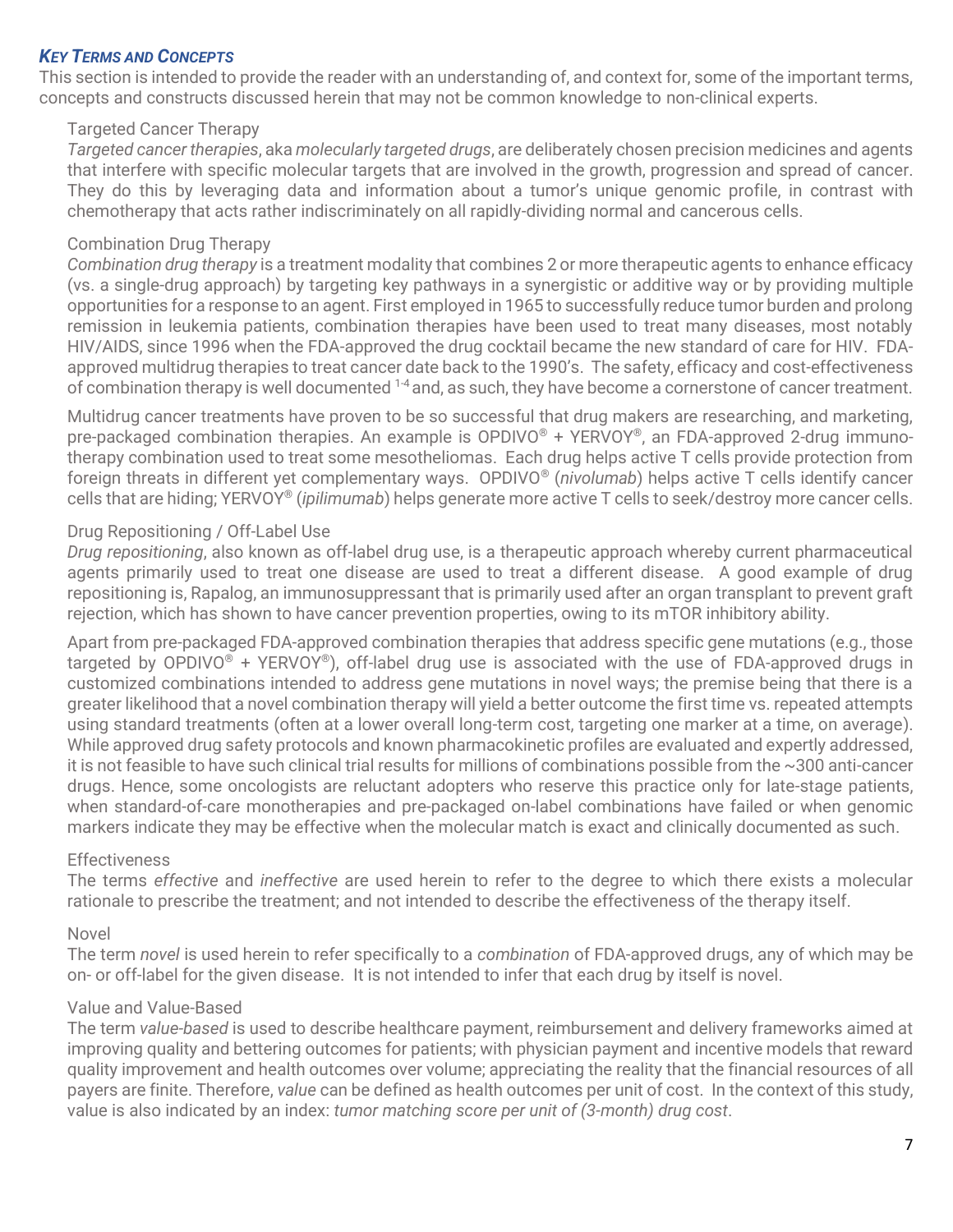## *Key Terms and Concepts*

This section is intended to provide the reader with an understanding of, and context for, some of the important terms, concepts and constructs discussed herein that may not be common knowledge to non-clinical experts.

### Targeted Cancer Therapy

*Targeted cancer therapies*, aka *molecularly targeted drugs*, are deliberately chosen precision medicines and agents that interfere with specific molecular targets that are involved in the growth, progression and spread of cancer. They do this by leveraging data and information about a tumor's unique genomic profile, in contrast with chemotherapy that acts rather indiscriminately on all rapidly-dividing normal and cancerous cells.

### Combination Drug Therapy

*Combination drug therapy* is a treatment modality that combines 2 or more therapeutic agents to enhance efficacy (vs. a single-drug approach) by targeting key pathways in a synergistic or additive way or by providing multiple opportunities for a response to an agent. First employed in 1965 to successfully reduce tumor burden and prolong remission in leukemia patients, combination therapies have been used to treat many diseases, most notably HIV/AIDS, since 1996 when the FDA-approved the drug cocktail became the new standard of care for HIV. FDA-approved multidrug therapies to treat cancer date back to the 1990's. The safety, efficacy and cost-effectiveness of combination therapy is well documented [1-4] and, as such, they have become a cornerstone of cancer treatment.

Multidrug cancer treatments have proven to be so successful that drug makers are researching, and marketing, pre-packaged combination therapies. An example is OPDIVO® + YERVOY®, an FDA-approved 2-drug immuno-therapy combination used to treat some mesotheliomas. Each drug helps active T cells provide protection from foreign threats in different yet complementary ways. OPDIVO® (*nivolumab*) helps active T cells identify cancer cells that are hiding; YERVOY® (*ipilimumab*) helps generate more active T cells to seek/destroy more cancer cells.

### Drug Repositioning / Off-Label Use

*Drug repositioning*, also known as off-label drug use, is a therapeutic approach whereby current pharmaceutical agents primarily used to treat one disease are used to treat a different disease. A good example of drug repositioning is, Rapalog, an immunosuppressant that is primarily used after an organ transplant to prevent graft rejection, which has shown to have cancer prevention properties, owing to its mTOR inhibitory ability.

Apart from pre-packaged FDA-approved combination therapies that address specific gene mutations (e.g., those targeted by OPDIVO® + YERVOY®), off-label drug use is associated with the use of FDA-approved drugs in customized combinations intended to address gene mutations in novel ways; the premise being that there is a greater likelihood that a novel combination therapy will yield a better outcome the first time vs. repeated attempts using standard treatments (often at a lower overall long-term cost, targeting one marker at a time, on average). While approved drug safety protocols and known pharmacokinetic profiles are evaluated and expertly addressed, it is not feasible to have such clinical trial results for millions of combinations possible from the ~300 anti-cancer drugs. Hence, some oncologists are reluctant adopters who reserve this practice only for late-stage patients, when standard-of-care monotherapies and pre-packaged on-label combinations have failed or when genomic markers indicate they may be effective when the molecular match is exact and clinically documented as such.

### Effectiveness

The terms *effective* and *ineffective* are used herein to refer to the degree to which there exists a molecular rationale to prescribe the treatment; and not intended to describe the effectiveness of the therapy itself.

### Novel

The term *novel* is used herein to refer specifically to a *combination* of FDA-approved drugs, any of which may be on- or off-label for the given disease. It is not intended to infer that each drug by itself is novel.

### Value and Value-Based

The term *value-based* is used to describe healthcare payment, reimbursement and delivery frameworks aimed at improving quality and bettering outcomes for patients; with physician payment and incentive models that reward quality improvement and health outcomes over volume; appreciating the reality that the financial resources of all payers are finite. Therefore, *value* can be defined as health outcomes per unit of cost. In the context of this study, value is also indicated by an index: *tumor matching score per unit of (3-month) drug cost*.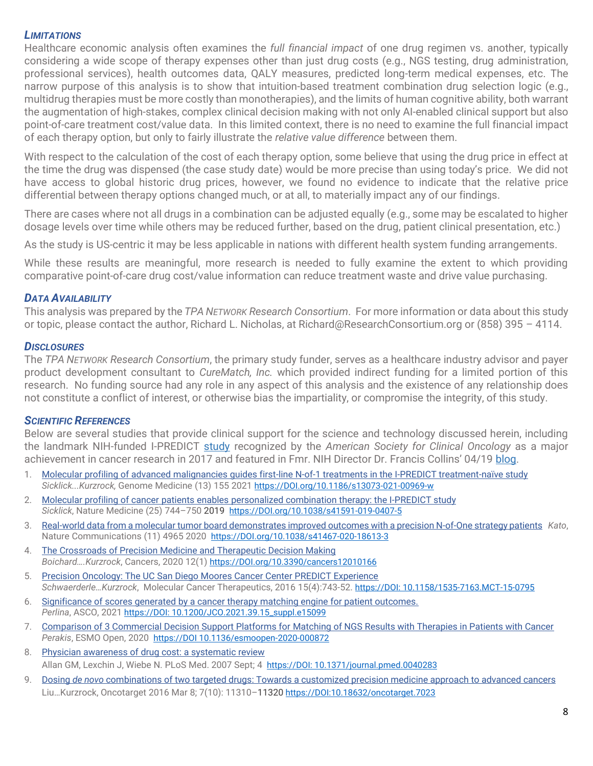## *LIMITATIONS*

Healthcare economic analysis often examines the *full financial impact* of one drug regimen vs. another, typically considering a wide scope of therapy expenses other than just drug costs (e.g., NGS testing, drug administration, professional services), health outcomes data, QALY measures, predicted long-term medical expenses, etc. The narrow purpose of this analysis is to show that intuition-based treatment combination drug selection logic (e.g., multidrug therapies must be more costly than monotherapies), and the limits of human cognitive ability, both warrant the augmentation of high-stakes, complex clinical decision making with not only AI-enabled clinical support but also point-of-care treatment cost/value data. In this limited context, there is no need to examine the full financial impact of each therapy option, but only to fairly illustrate the *relative value difference* between them.

With respect to the calculation of the cost of each therapy option, some believe that using the drug price in effect at the time the drug was dispensed (the case study date) would be more precise than using today's price. We did not have access to global historic drug prices, however, we found no evidence to indicate that the relative price differential between therapy options changed much, or at all, to materially impact any of our findings.

There are cases where not all drugs in a combination can be adjusted equally (e.g., some may be escalated to higher dosage levels over time while others may be reduced further, based on the drug, patient clinical presentation, etc.)

As the study is US-centric it may be less applicable in nations with different health system funding arrangements.

While these results are meaningful, more research is needed to fully examine the extent to which providing comparative point-of-care drug cost/value information can reduce treatment waste and drive value purchasing.

## *DATA AVAILABILITY*

This analysis was prepared by the *TPA NETWORK Research Consortium*. For more information or data about this study or topic, please contact the author, Richard L. Nicholas, at Richard@ResearchConsortium.org or (858) 395 – 4114.

## *DISCLOSURES*

The *TPA NETWORK Research Consortium*, the primary study funder, serves as a healthcare industry advisor and payer product development consultant to *CureMatch, Inc.* which provided indirect funding for a limited portion of this research. No funding source had any role in any aspect of this analysis and the existence of any relationship does not constitute a conflict of interest, or otherwise bias the impartiality, or compromise the integrity, of this study.

## *SCIENTIFIC REFERENCES*

Below are several studies that provide clinical support for the science and technology discussed herein, including the landmark NIH-funded I-PREDICT study recognized by the *American Society for Clinical Oncology* as a major achievement in cancer research in 2017 and featured in Fmr. NIH Director Dr. Francis Collins' 04/19 blog.

1. Molecular profiling of advanced malignancies guides first-line N-of-1 treatments in the I-PREDICT treatment-naïve study
   *Sicklick...Kurzrock,* Genome Medicine (13) 155 2021 https://DOI.org/10.1186/s13073-021-00969-w
2. Molecular profiling of cancer patients enables personalized combination therapy: the I-PREDICT study
   *Sicklick*, Nature Medicine (25) 744–750 2019 https://DOI.org/10.1038/s41591-019-0407-5
3. Real-world data from a molecular tumor board demonstrates improved outcomes with a precision N-of-One strategy patients *Kato*, Nature Communications (11) 4965 2020 https://DOI.org/10.1038/s41467-020-18613-3
4. The Crossroads of Precision Medicine and Therapeutic Decision Making
   *Boichard….Kurzrock*, Cancers, 2020 12(1) https://DOI.org/10.3390/cancers12010166
5. Precision Oncology: The UC San Diego Moores Cancer Center PREDICT Experience
   *Schwaerderle…Kurzrock*, Molecular Cancer Therapeutics, 2016 15(4):743-52. https://DOI: 10.1158/1535-7163.MCT-15-0795
6. Significance of scores generated by a cancer therapy matching engine for patient outcomes.
   *Perlina*, ASCO, 2021 https://DOI: 10.1200/JCO.2021.39.15_suppl.e15099
7. Comparison of 3 Commercial Decision Support Platforms for Matching of NGS Results with Therapies in Patients with Cancer
   *Perakis*, ESMO Open, 2020 https://DOI 10.1136/esmoopen-2020-000872
8. Physician awareness of drug cost: a systematic review
   Allan GM, Lexchin J, Wiebe N. PLoS Med. 2007 Sept; 4 https://DOI: 10.1371/journal.pmed.0040283
9. Dosing *de novo* combinations of two targeted drugs: Towards a customized precision medicine approach to advanced cancers
   Liu…Kurzrock, Oncotarget 2016 Mar 8; 7(10): 11310–11320 https://DOI:10.18632/oncotarget.7023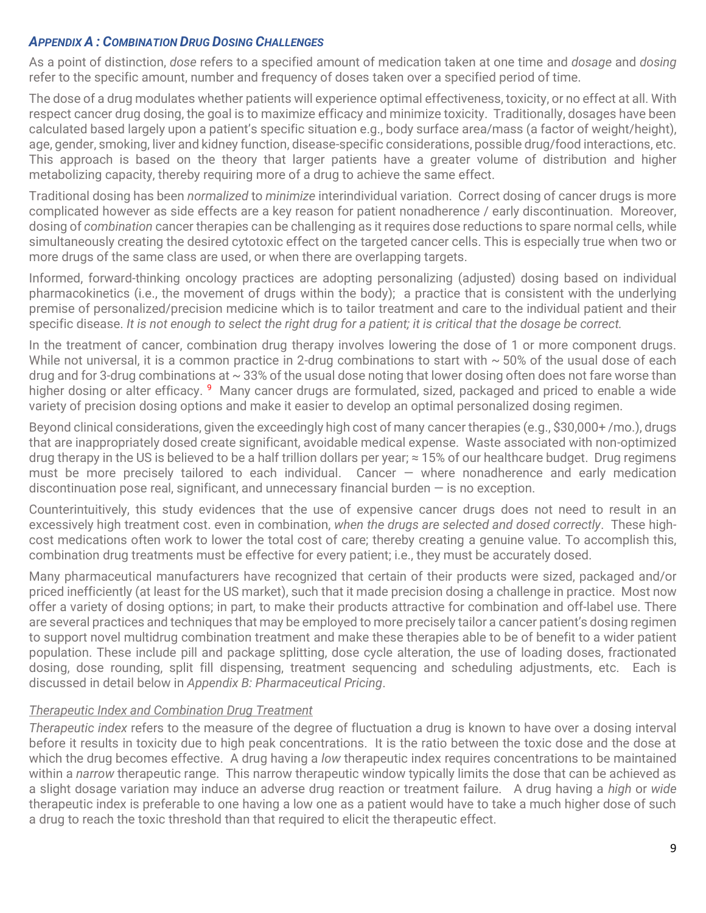## *Appendix A : Combination Drug Dosing Challenges*

As a point of distinction, *dose* refers to a specified amount of medication taken at one time and *dosage* and *dosing* refer to the specific amount, number and frequency of doses taken over a specified period of time.

The dose of a drug modulates whether patients will experience optimal effectiveness, toxicity, or no effect at all. With respect cancer drug dosing, the goal is to maximize efficacy and minimize toxicity. Traditionally, dosages have been calculated based largely upon a patient's specific situation e.g., body surface area/mass (a factor of weight/height), age, gender, smoking, liver and kidney function, disease-specific considerations, possible drug/food interactions, etc. This approach is based on the theory that larger patients have a greater volume of distribution and higher metabolizing capacity, thereby requiring more of a drug to achieve the same effect.

Traditional dosing has been *normalized* to *minimize* interindividual variation. Correct dosing of cancer drugs is more complicated however as side effects are a key reason for patient nonadherence / early discontinuation. Moreover, dosing of *combination* cancer therapies can be challenging as it requires dose reductions to spare normal cells, while simultaneously creating the desired cytotoxic effect on the targeted cancer cells. This is especially true when two or more drugs of the same class are used, or when there are overlapping targets.

Informed, forward-thinking oncology practices are adopting personalizing (adjusted) dosing based on individual pharmacokinetics (i.e., the movement of drugs within the body); a practice that is consistent with the underlying premise of personalized/precision medicine which is to tailor treatment and care to the individual patient and their specific disease. *It is not enough to select the right drug for a patient; it is critical that the dosage be correct.*

In the treatment of cancer, combination drug therapy involves lowering the dose of 1 or more component drugs. While not universal, it is a common practice in 2-drug combinations to start with ~ 50% of the usual dose of each drug and for 3-drug combinations at ~ 33% of the usual dose noting that lower dosing often does not fare worse than higher dosing or alter efficacy. [9] Many cancer drugs are formulated, sized, packaged and priced to enable a wide variety of precision dosing options and make it easier to develop an optimal personalized dosing regimen.

Beyond clinical considerations, given the exceedingly high cost of many cancer therapies (e.g., $30,000+ /mo.), drugs that are inappropriately dosed create significant, avoidable medical expense. Waste associated with non-optimized drug therapy in the US is believed to be a half trillion dollars per year; ≈ 15% of our healthcare budget. Drug regimens must be more precisely tailored to each individual. Cancer — where nonadherence and early medication discontinuation pose real, significant, and unnecessary financial burden — is no exception.

Counterintuitively, this study evidences that the use of expensive cancer drugs does not need to result in an excessively high treatment cost. even in combination, *when the drugs are selected and dosed correctly*. These high-cost medications often work to lower the total cost of care; thereby creating a genuine value. To accomplish this, combination drug treatments must be effective for every patient; i.e., they must be accurately dosed.

Many pharmaceutical manufacturers have recognized that certain of their products were sized, packaged and/or priced inefficiently (at least for the US market), such that it made precision dosing a challenge in practice. Most now offer a variety of dosing options; in part, to make their products attractive for combination and off-label use. There are several practices and techniques that may be employed to more precisely tailor a cancer patient's dosing regimen to support novel multidrug combination treatment and make these therapies able to be of benefit to a wider patient population. These include pill and package splitting, dose cycle alteration, the use of loading doses, fractionated dosing, dose rounding, split fill dispensing, treatment sequencing and scheduling adjustments, etc. Each is discussed in detail below in *Appendix B: Pharmaceutical Pricing*.

### Therapeutic Index and Combination Drug Treatment

*Therapeutic index* refers to the measure of the degree of fluctuation a drug is known to have over a dosing interval before it results in toxicity due to high peak concentrations. It is the ratio between the toxic dose and the dose at which the drug becomes effective. A drug having a *low* therapeutic index requires concentrations to be maintained within a *narrow* therapeutic range. This narrow therapeutic window typically limits the dose that can be achieved as a slight dosage variation may induce an adverse drug reaction or treatment failure. A drug having a *high* or *wide* therapeutic index is preferable to one having a low one as a patient would have to take a much higher dose of such a drug to reach the toxic threshold than that required to elicit the therapeutic effect.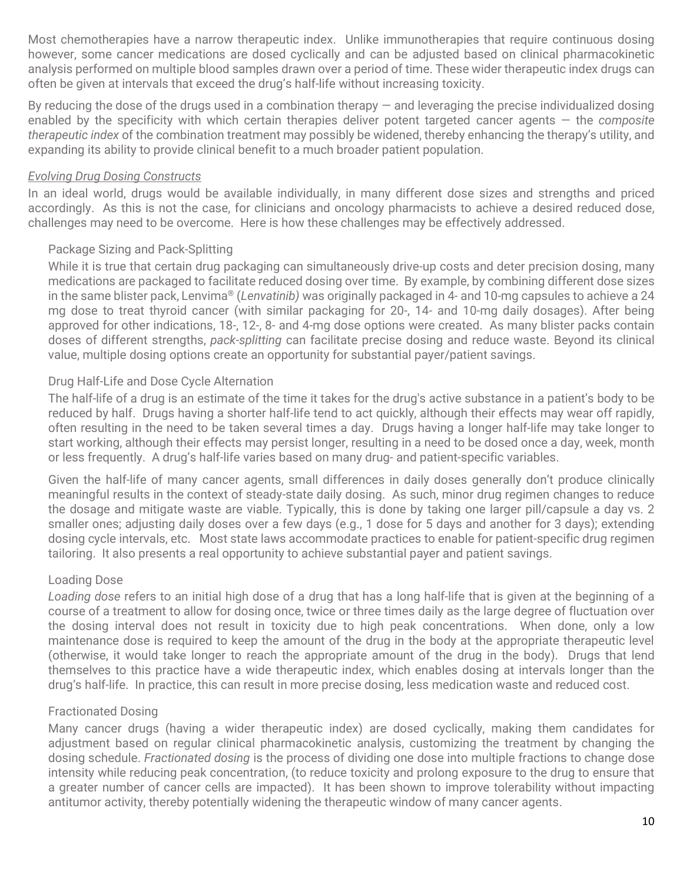Most chemotherapies have a narrow therapeutic index. Unlike immunotherapies that require continuous dosing however, some cancer medications are dosed cyclically and can be adjusted based on clinical pharmacokinetic analysis performed on multiple blood samples drawn over a period of time. These wider therapeutic index drugs can often be given at intervals that exceed the drug's half-life without increasing toxicity.

By reducing the dose of the drugs used in a combination therapy — and leveraging the precise individualized dosing enabled by the specificity with which certain therapies deliver potent targeted cancer agents — the *composite therapeutic index* of the combination treatment may possibly be widened, thereby enhancing the therapy's utility, and expanding its ability to provide clinical benefit to a much broader patient population.

## *Evolving Drug Dosing Constructs*

In an ideal world, drugs would be available individually, in many different dose sizes and strengths and priced accordingly. As this is not the case, for clinicians and oncology pharmacists to achieve a desired reduced dose, challenges may need to be overcome. Here is how these challenges may be effectively addressed.

### Package Sizing and Pack-Splitting

While it is true that certain drug packaging can simultaneously drive-up costs and deter precision dosing, many medications are packaged to facilitate reduced dosing over time. By example, by combining different dose sizes in the same blister pack, Lenvima® (*Lenvatinib)* was originally packaged in 4- and 10-mg capsules to achieve a 24 mg dose to treat thyroid cancer (with similar packaging for 20-, 14- and 10-mg daily dosages). After being approved for other indications, 18-, 12-, 8- and 4-mg dose options were created. As many blister packs contain doses of different strengths, *pack-splitting* can facilitate precise dosing and reduce waste. Beyond its clinical value, multiple dosing options create an opportunity for substantial payer/patient savings.

### Drug Half-Life and Dose Cycle Alternation

The half-life of a drug is an estimate of the time it takes for the drug's active substance in a patient's body to be reduced by half. Drugs having a shorter half-life tend to act quickly, although their effects may wear off rapidly, often resulting in the need to be taken several times a day. Drugs having a longer half-life may take longer to start working, although their effects may persist longer, resulting in a need to be dosed once a day, week, month or less frequently. A drug's half-life varies based on many drug- and patient-specific variables.

Given the half-life of many cancer agents, small differences in daily doses generally don't produce clinically meaningful results in the context of steady-state daily dosing. As such, minor drug regimen changes to reduce the dosage and mitigate waste are viable. Typically, this is done by taking one larger pill/capsule a day vs. 2 smaller ones; adjusting daily doses over a few days (e.g., 1 dose for 5 days and another for 3 days); extending dosing cycle intervals, etc. Most state laws accommodate practices to enable for patient-specific drug regimen tailoring. It also presents a real opportunity to achieve substantial payer and patient savings.

### Loading Dose

*Loading dose* refers to an initial high dose of a drug that has a long half-life that is given at the beginning of a course of a treatment to allow for dosing once, twice or three times daily as the large degree of fluctuation over the dosing interval does not result in toxicity due to high peak concentrations. When done, only a low maintenance dose is required to keep the amount of the drug in the body at the appropriate therapeutic level (otherwise, it would take longer to reach the appropriate amount of the drug in the body). Drugs that lend themselves to this practice have a wide therapeutic index, which enables dosing at intervals longer than the drug's half-life. In practice, this can result in more precise dosing, less medication waste and reduced cost.

### Fractionated Dosing

Many cancer drugs (having a wider therapeutic index) are dosed cyclically, making them candidates for adjustment based on regular clinical pharmacokinetic analysis, customizing the treatment by changing the dosing schedule. *Fractionated dosing* is the process of dividing one dose into multiple fractions to change dose intensity while reducing peak concentration, (to reduce toxicity and prolong exposure to the drug to ensure that a greater number of cancer cells are impacted). It has been shown to improve tolerability without impacting antitumor activity, thereby potentially widening the therapeutic window of many cancer agents.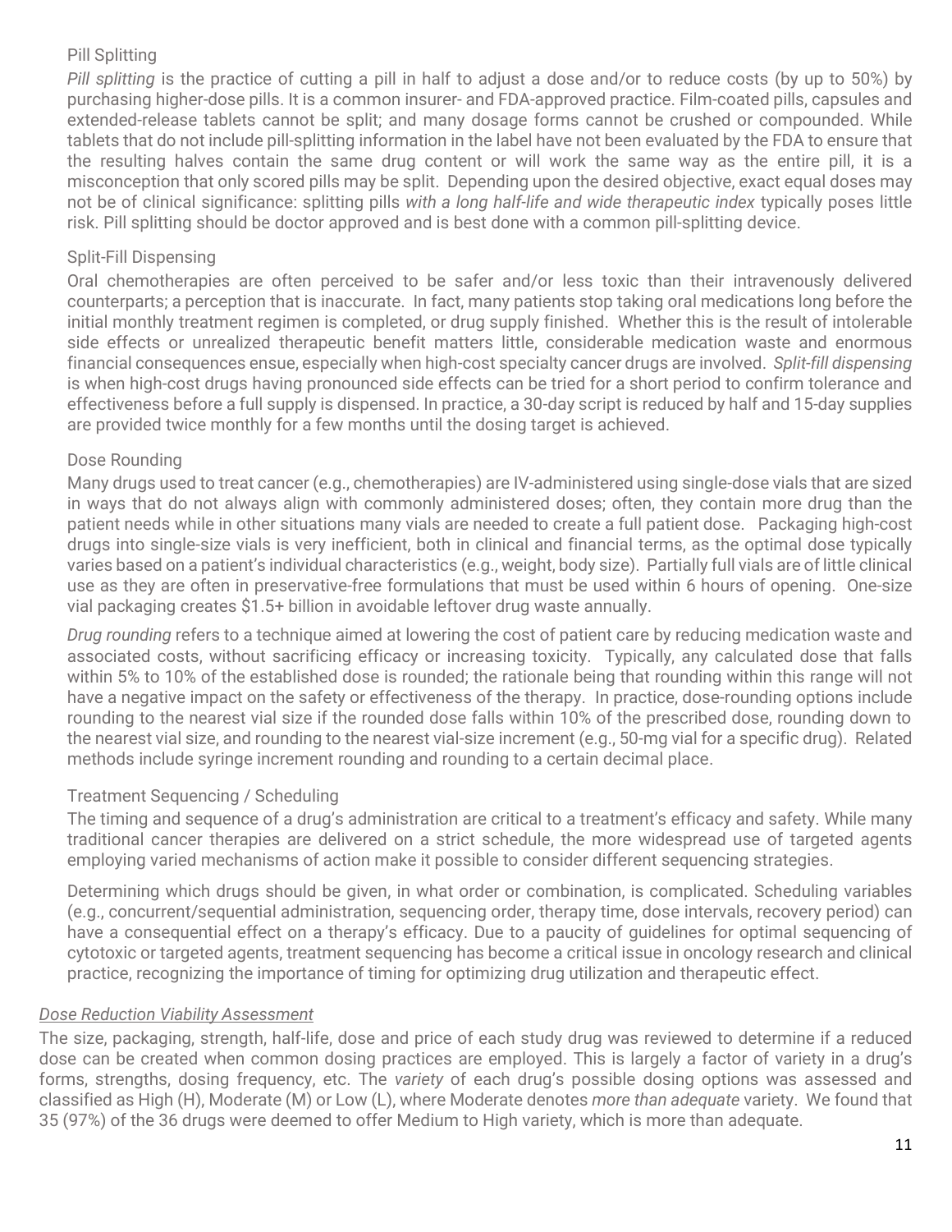### Pill Splitting

*Pill splitting* is the practice of cutting a pill in half to adjust a dose and/or to reduce costs (by up to 50%) by purchasing higher-dose pills. It is a common insurer- and FDA-approved practice. Film-coated pills, capsules and extended-release tablets cannot be split; and many dosage forms cannot be crushed or compounded. While tablets that do not include pill-splitting information in the label have not been evaluated by the FDA to ensure that the resulting halves contain the same drug content or will work the same way as the entire pill, it is a misconception that only scored pills may be split. Depending upon the desired objective, exact equal doses may not be of clinical significance: splitting pills *with a long half-life and wide therapeutic index* typically poses little risk. Pill splitting should be doctor approved and is best done with a common pill-splitting device.

### Split-Fill Dispensing

Oral chemotherapies are often perceived to be safer and/or less toxic than their intravenously delivered counterparts; a perception that is inaccurate. In fact, many patients stop taking oral medications long before the initial monthly treatment regimen is completed, or drug supply finished. Whether this is the result of intolerable side effects or unrealized therapeutic benefit matters little, considerable medication waste and enormous financial consequences ensue, especially when high-cost specialty cancer drugs are involved. *Split-fill dispensing* is when high-cost drugs having pronounced side effects can be tried for a short period to confirm tolerance and effectiveness before a full supply is dispensed. In practice, a 30-day script is reduced by half and 15-day supplies are provided twice monthly for a few months until the dosing target is achieved.

### Dose Rounding

Many drugs used to treat cancer (e.g., chemotherapies) are IV-administered using single-dose vials that are sized in ways that do not always align with commonly administered doses; often, they contain more drug than the patient needs while in other situations many vials are needed to create a full patient dose. Packaging high-cost drugs into single-size vials is very inefficient, both in clinical and financial terms, as the optimal dose typically varies based on a patient's individual characteristics (e.g., weight, body size). Partially full vials are of little clinical use as they are often in preservative-free formulations that must be used within 6 hours of opening. One-size vial packaging creates $1.5+ billion in avoidable leftover drug waste annually.

*Drug rounding* refers to a technique aimed at lowering the cost of patient care by reducing medication waste and associated costs, without sacrificing efficacy or increasing toxicity. Typically, any calculated dose that falls within 5% to 10% of the established dose is rounded; the rationale being that rounding within this range will not have a negative impact on the safety or effectiveness of the therapy. In practice, dose-rounding options include rounding to the nearest vial size if the rounded dose falls within 10% of the prescribed dose, rounding down to the nearest vial size, and rounding to the nearest vial-size increment (e.g., 50-mg vial for a specific drug). Related methods include syringe increment rounding and rounding to a certain decimal place.

### Treatment Sequencing / Scheduling

The timing and sequence of a drug's administration are critical to a treatment's efficacy and safety. While many traditional cancer therapies are delivered on a strict schedule, the more widespread use of targeted agents employing varied mechanisms of action make it possible to consider different sequencing strategies.

Determining which drugs should be given, in what order or combination, is complicated. Scheduling variables (e.g., concurrent/sequential administration, sequencing order, therapy time, dose intervals, recovery period) can have a consequential effect on a therapy's efficacy. Due to a paucity of guidelines for optimal sequencing of cytotoxic or targeted agents, treatment sequencing has become a critical issue in oncology research and clinical practice, recognizing the importance of timing for optimizing drug utilization and therapeutic effect.

## *Dose Reduction Viability Assessment*

The size, packaging, strength, half-life, dose and price of each study drug was reviewed to determine if a reduced dose can be created when common dosing practices are employed. This is largely a factor of variety in a drug's forms, strengths, dosing frequency, etc. The *variety* of each drug's possible dosing options was assessed and classified as High (H), Moderate (M) or Low (L), where Moderate denotes *more than adequate* variety. We found that 35 (97%) of the 36 drugs were deemed to offer Medium to High variety, which is more than adequate.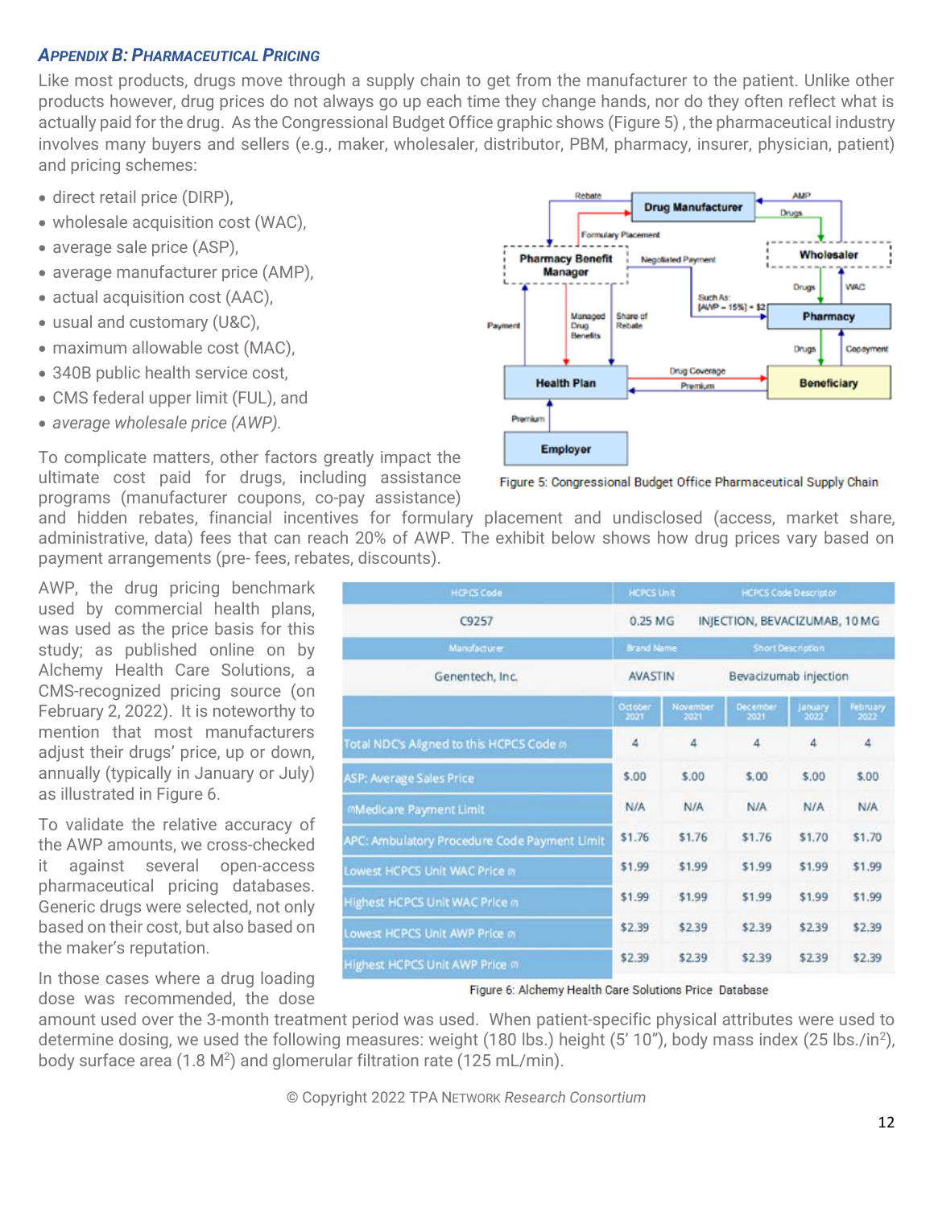### *Appendix B: Pharmaceutical Pricing*

Like most products, drugs move through a supply chain to get from the manufacturer to the patient. Unlike other products however, drug prices do not always go up each time they change hands, nor do they often reflect what is actually paid for the drug. As the Congressional Budget Office graphic shows (Figure 5) , the pharmaceutical industry involves many buyers and sellers (e.g., maker, wholesaler, distributor, PBM, pharmacy, insurer, physician, patient) and pricing schemes:

- direct retail price (DIRP),
- wholesale acquisition cost (WAC),
- average sale price (ASP),
- average manufacturer price (AMP),
- actual acquisition cost (AAC),
- usual and customary (U&C),
- maximum allowable cost (MAC),
- 340B public health service cost,
- CMS federal upper limit (FUL), and
- *average wholesale price (AWP).*

Rebate
AMP
Drug Manufacturer
Drugs
Formulary Placement
Pharmacy Benefit Manager
Negotiated Payment
Wholesaler
Drugs
WAC
Such As: [AWP – 15%] + $2
Pharmacy
Payment
Managed Drug Benefits
Share of Rebate
Drugs
Copayment
Drug Coverage
Health Plan
Premium
Beneficiary
Premium
Employer

Figure 5: Congressional Budget Office Pharmaceutical Supply Chain

To complicate matters, other factors greatly impact the ultimate cost paid for drugs, including assistance programs (manufacturer coupons, co-pay assistance) and hidden rebates, financial incentives for formulary placement and undisclosed (access, market share, administrative, data) fees that can reach 20% of AWP. The exhibit below shows how drug prices vary based on payment arrangements (pre- fees, rebates, discounts).

AWP, the drug pricing benchmark used by commercial health plans, was used as the price basis for this study; as published online on by Alchemy Health Care Solutions, a CMS-recognized pricing source (on February 2, 2022). It is noteworthy to mention that most manufacturers adjust their drugs' price, up or down, annually (typically in January or July) as illustrated in Figure 6.

| HCPCS Code | HCPCS Unit | HCPCS Code Descriptor | | | |
|---|---|---|---|---|---|
| C9257 | 0.25 MG | INJECTION, BEVACIZUMAB, 10 MG | | | |
| **Manufacturer** | **Brand Name** | **Short Description** | | | |
| Genentech, Inc. | AVASTIN | Bevacizumab injection | | | |
| | October 2021 | November 2021 | December 2021 | January 2022 | February 2022 |
| Total NDCs Aligned to this HCPCS Code | 4 | 4 | 4 | 4 | 4 |
| ASP: Average Sales Price | $.00 | $.00 | $.00 | $.00 | $.00 |
| Medicare Payment Limit | N/A | N/A | N/A | N/A | N/A |
| APC: Ambulatory Procedure Code Payment Limit | $1.76 | $1.76 | $1.76 | $1.70 | $1.70 |
| Lowest HCPCS Unit WAC Price | $1.99 | $1.99 | $1.99 | $1.99 | $1.99 |
| Highest HCPCS Unit WAC Price | $1.99 | $1.99 | $1.99 | $1.99 | $1.99 |
| Lowest HCPCS Unit AWP Price | $2.39 | $2.39 | $2.39 | $2.39 | $2.39 |
| Highest HCPCS Unit AWP Price | $2.39 | $2.39 | $2.39 | $2.39 | $2.39 |

Figure 6: Alchemy Health Care Solutions Price Database

To validate the relative accuracy of the AWP amounts, we cross-checked it against several open-access pharmaceutical pricing databases. Generic drugs were selected, not only based on their cost, but also based on the maker's reputation.

In those cases where a drug loading dose was recommended, the dose amount used over the 3-month treatment period was used. When patient-specific physical attributes were used to determine dosing, we used the following measures: weight (180 lbs.) height (5' 10"), body mass index (25 lbs./in$^2$), body surface area (1.8 M$^2$) and glomerular filtration rate (125 mL/min).

© Copyright 2022 TPA Network *Research Consortium*